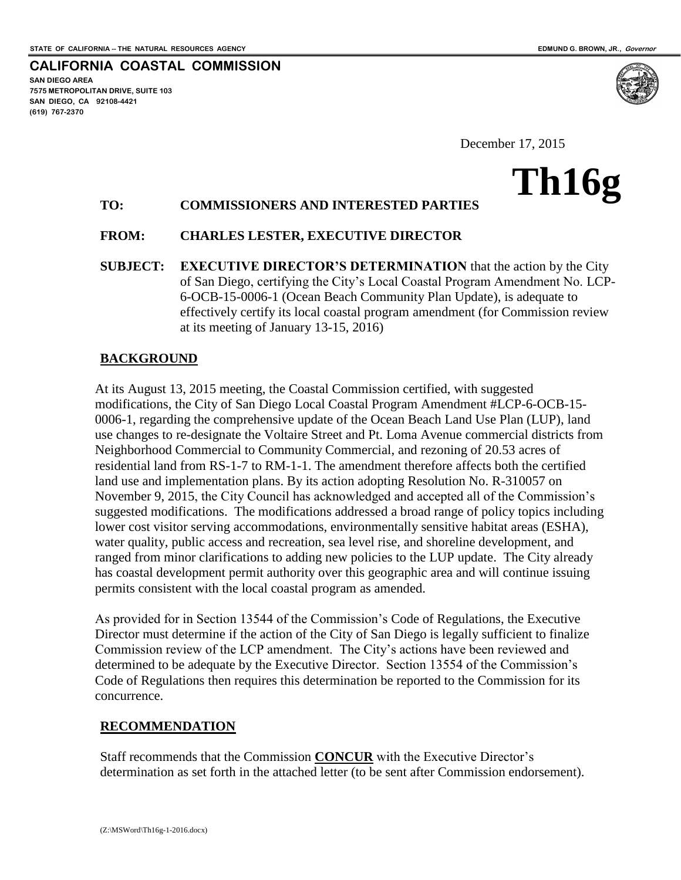STATE OF CALIFORNIA -- THE NATURAL RESOURCES AGENCY

EDMUND G. BROWN, JR., *Governor*

**CALIFORNIA COASTAL COMMISSION**
**SAN DIEGO AREA**
**7575 METROPOLITAN DRIVE, SUITE 103**
**SAN DIEGO, CA 92108-4421**
**(619) 767-2370**

December 17, 2015

# Th16g

**TO: COMMISSIONERS AND INTERESTED PARTIES**

**FROM: CHARLES LESTER, EXECUTIVE DIRECTOR**

**SUBJECT: EXECUTIVE DIRECTOR'S DETERMINATION** that the action by the City of San Diego, certifying the City's Local Coastal Program Amendment No. LCP-6-OCB-15-0006-1 (Ocean Beach Community Plan Update), is adequate to effectively certify its local coastal program amendment (for Commission review at its meeting of January 13-15, 2016)

## BACKGROUND

At its August 13, 2015 meeting, the Coastal Commission certified, with suggested modifications, the City of San Diego Local Coastal Program Amendment #LCP-6-OCB-15-0006-1, regarding the comprehensive update of the Ocean Beach Land Use Plan (LUP), land use changes to re-designate the Voltaire Street and Pt. Loma Avenue commercial districts from Neighborhood Commercial to Community Commercial, and rezoning of 20.53 acres of residential land from RS-1-7 to RM-1-1. The amendment therefore affects both the certified land use and implementation plans. By its action adopting Resolution No. R-310057 on November 9, 2015, the City Council has acknowledged and accepted all of the Commission's suggested modifications. The modifications addressed a broad range of policy topics including lower cost visitor serving accommodations, environmentally sensitive habitat areas (ESHA), water quality, public access and recreation, sea level rise, and shoreline development, and ranged from minor clarifications to adding new policies to the LUP update. The City already has coastal development permit authority over this geographic area and will continue issuing permits consistent with the local coastal program as amended.

As provided for in Section 13544 of the Commission's Code of Regulations, the Executive Director must determine if the action of the City of San Diego is legally sufficient to finalize Commission review of the LCP amendment. The City's actions have been reviewed and determined to be adequate by the Executive Director. Section 13554 of the Commission's Code of Regulations then requires this determination be reported to the Commission for its concurrence.

## RECOMMENDATION

Staff recommends that the Commission **CONCUR** with the Executive Director's determination as set forth in the attached letter (to be sent after Commission endorsement).

(Z:\MSWord\Th16g-1-2016.docx)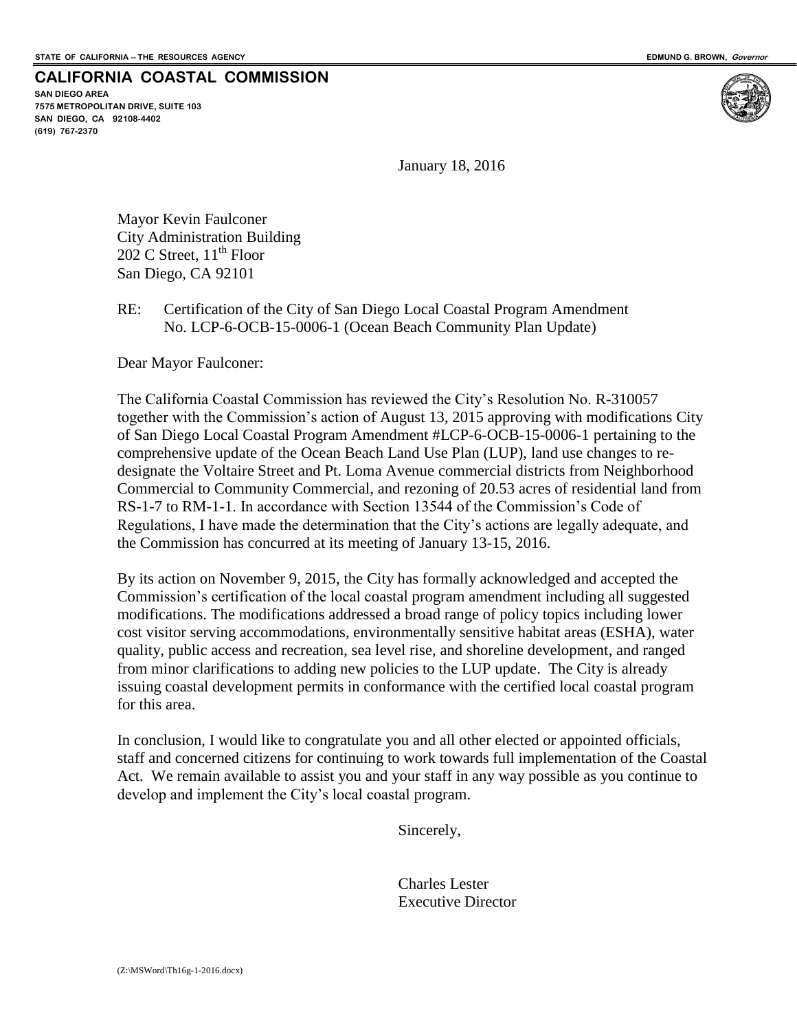STATE OF CALIFORNIA -- THE RESOURCES AGENCY

EDMUND G. BROWN, *Governor*

**CALIFORNIA COASTAL COMMISSION**

SAN DIEGO AREA
7575 METROPOLITAN DRIVE, SUITE 103
SAN DIEGO, CA 92108-4402
(619) 767-2370

January 18, 2016

Mayor Kevin Faulconer
City Administration Building
202 C Street, 11th Floor
San Diego, CA 92101

RE: Certification of the City of San Diego Local Coastal Program Amendment No. LCP-6-OCB-15-0006-1 (Ocean Beach Community Plan Update)

Dear Mayor Faulconer:

The California Coastal Commission has reviewed the City's Resolution No. R-310057 together with the Commission's action of August 13, 2015 approving with modifications City of San Diego Local Coastal Program Amendment #LCP-6-OCB-15-0006-1 pertaining to the comprehensive update of the Ocean Beach Land Use Plan (LUP), land use changes to re-designate the Voltaire Street and Pt. Loma Avenue commercial districts from Neighborhood Commercial to Community Commercial, and rezoning of 20.53 acres of residential land from RS-1-7 to RM-1-1. In accordance with Section 13544 of the Commission's Code of Regulations, I have made the determination that the City's actions are legally adequate, and the Commission has concurred at its meeting of January 13-15, 2016.

By its action on November 9, 2015, the City has formally acknowledged and accepted the Commission's certification of the local coastal program amendment including all suggested modifications. The modifications addressed a broad range of policy topics including lower cost visitor serving accommodations, environmentally sensitive habitat areas (ESHA), water quality, public access and recreation, sea level rise, and shoreline development, and ranged from minor clarifications to adding new policies to the LUP update. The City is already issuing coastal development permits in conformance with the certified local coastal program for this area.

In conclusion, I would like to congratulate you and all other elected or appointed officials, staff and concerned citizens for continuing to work towards full implementation of the Coastal Act. We remain available to assist you and your staff in any way possible as you continue to develop and implement the City's local coastal program.

Sincerely,

Charles Lester
Executive Director

(Z:\MSWord\Th16g-1-2016.docx)